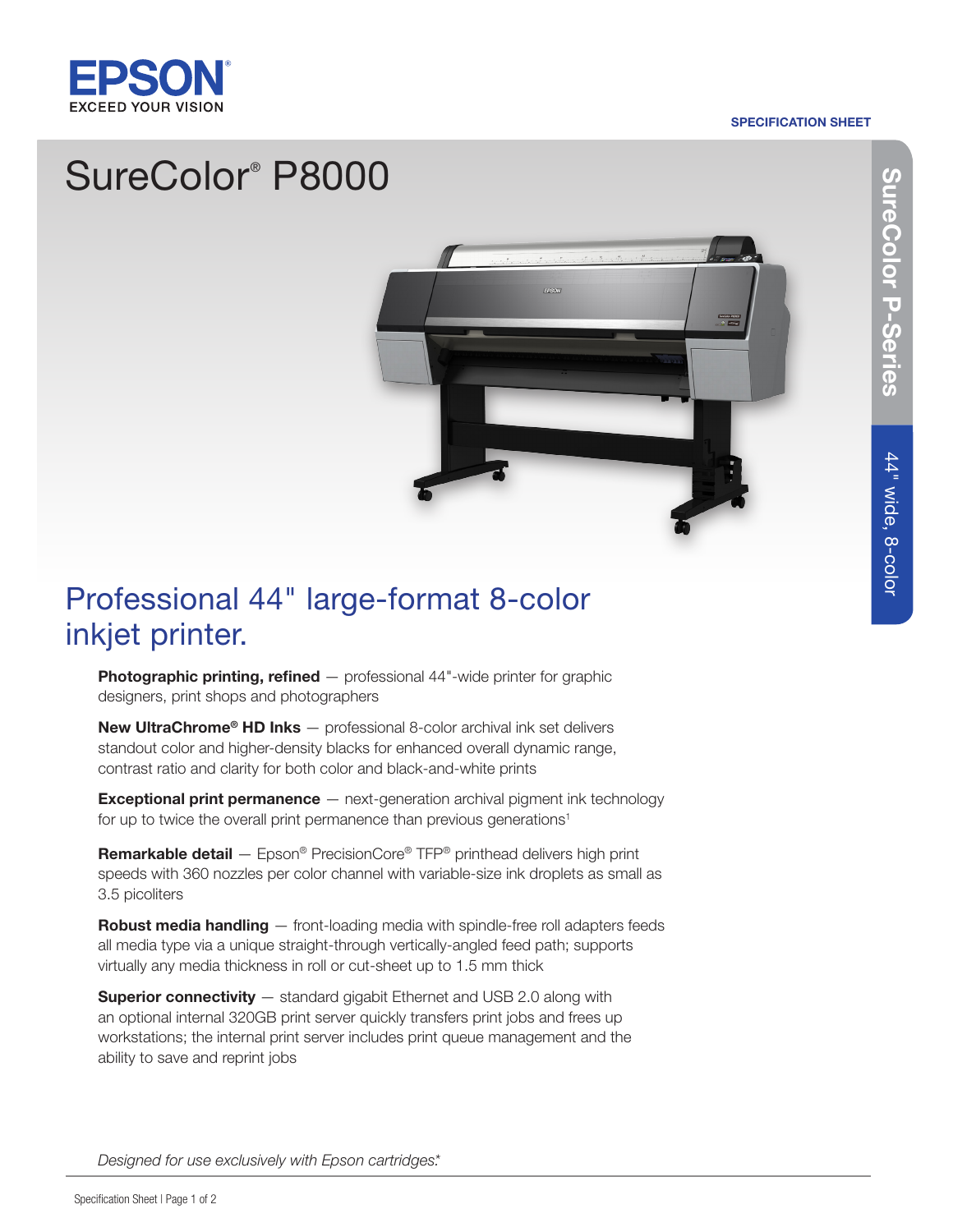EPSON
EXCEED YOUR VISION

SPECIFICATION SHEET

# SureColor® P8000

SureColor P-Series

44" wide, 8-color

## Professional 44" large-format 8-color inkjet printer.

**Photographic printing, refined** — professional 44"-wide printer for graphic designers, print shops and photographers

**New UltraChrome® HD Inks** — professional 8-color archival ink set delivers standout color and higher-density blacks for enhanced overall dynamic range, contrast ratio and clarity for both color and black-and-white prints

**Exceptional print permanence** — next-generation archival pigment ink technology for up to twice the overall print permanence than previous generations[1]

**Remarkable detail** — Epson® PrecisionCore® TFP® printhead delivers high print speeds with 360 nozzles per color channel with variable-size ink droplets as small as 3.5 picoliters

**Robust media handling** — front-loading media with spindle-free roll adapters feeds all media type via a unique straight-through vertically-angled feed path; supports virtually any media thickness in roll or cut-sheet up to 1.5 mm thick

**Superior connectivity** — standard gigabit Ethernet and USB 2.0 along with an optional internal 320GB print server quickly transfers print jobs and frees up workstations; the internal print server includes print queue management and the ability to save and reprint jobs

*Designed for use exclusively with Epson cartridges.**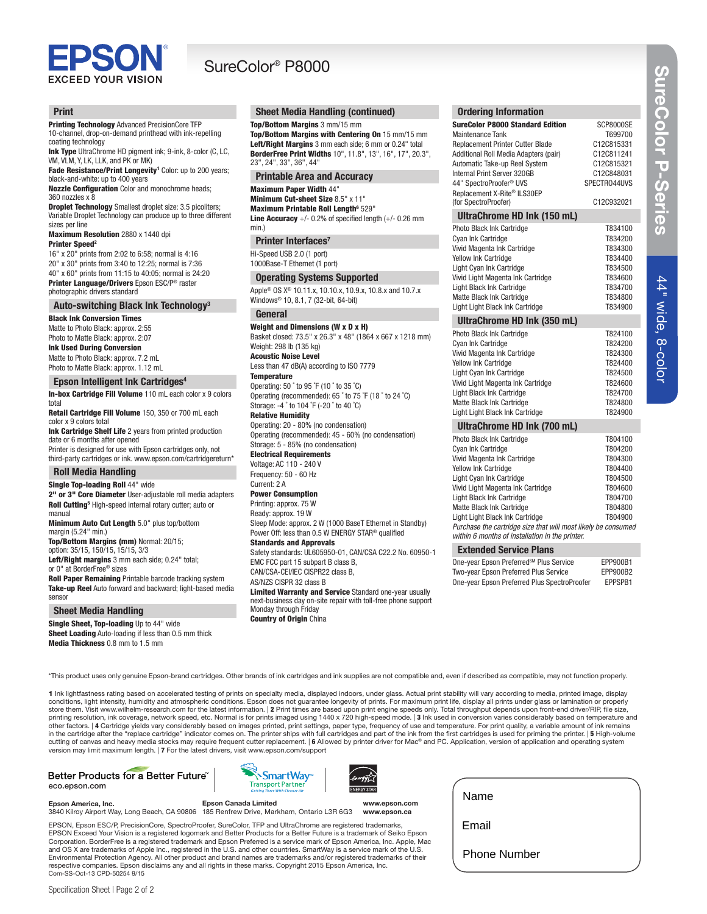# EPSON
EXCEED YOUR VISION

SureColor® P8000

SureColor P-Series

44" wide, 8-color

## Print

**Printing Technology** Advanced PrecisionCore TFP 10-channel, drop-on-demand printhead with ink-repelling coating technology

**Ink Type** UltraChrome HD pigment ink; 9-ink, 8-color (C, LC, VM, VLM, Y, LK, LLK, and PK or MK)

**Fade Resistance/Print Longevity[1]** Color: up to 200 years; black-and-white: up to 400 years

**Nozzle Configuration** Color and monochrome heads; 360 nozzles x 8

**Droplet Technology** Smallest droplet size: 3.5 picoliters; Variable Droplet Technology can produce up to three different sizes per line

**Maximum Resolution** 2880 x 1440 dpi

**Printer Speed[2]**
16" x 20" prints from 2:02 to 6:58; normal is 4:16
20" x 30" prints from 3:40 to 12:25; normal is 7:36
40" x 60" prints from 11:15 to 40:05; normal is 24:20

**Printer Language/Drivers** Epson ESC/P® raster photographic drivers standard

## Auto-switching Black Ink Technology[3]

**Black Ink Conversion Times**
Matte to Photo Black: approx. 2:55
Photo to Matte Black: approx. 2:07

**Ink Used During Conversion**
Matte to Photo Black: approx. 7.2 mL
Photo to Matte Black: approx. 1.12 mL

## Epson Intelligent Ink Cartridges[4]

**In-box Cartridge Fill Volume** 110 mL each color x 9 colors total

**Retail Cartridge Fill Volume** 150, 350 or 700 mL each color x 9 colors total

**Ink Cartridge Shelf Life** 2 years from printed production date or 6 months after opened

Printer is designed for use with Epson cartridges only, not third-party cartridges or ink. www.epson.com/cartridgereturn*

## Roll Media Handling

**Single Top-loading Roll** 44" wide

**2" or 3" Core Diameter** User-adjustable roll media adapters

**Roll Cutting[5]** High-speed internal rotary cutter; auto or manual

**Minimum Auto Cut Length** 5.0" plus top/bottom margin (5.24" min.)

**Top/Bottom Margins (mm)** Normal: 20/15; option: 35/15, 150/15, 15/15, 3/3

**Left/Right margins** 3 mm each side; 0.24" total; or 0" at BorderFree® sizes

**Roll Paper Remaining** Printable barcode tracking system

**Take-up Reel** Auto forward and backward; light-based media sensor

## Sheet Media Handling

**Single Sheet, Top-loading** Up to 44" wide

**Sheet Loading** Auto-loading if less than 0.5 mm thick

**Media Thickness** 0.8 mm to 1.5 mm

## Sheet Media Handling (continued)

**Top/Bottom Margins** 3 mm/15 mm

**Top/Bottom Margins with Centering On** 15 mm/15 mm

**Left/Right Margins** 3 mm each side; 6 mm or 0.24" total

**BorderFree Print Widths** 10", 11.8", 13", 16", 17", 20.3", 23", 24", 33", 36", 44"

## Printable Area and Accuracy

**Maximum Paper Width** 44"

**Minimum Cut-sheet Size** 8.5" x 11"

**Maximum Printable Roll Length[6]** 529"

**Line Accuracy** +/- 0.2% of specified length (+/- 0.26 mm min.)

## Printer Interfaces[7]

Hi-Speed USB 2.0 (1 port)
1000Base-T Ethernet (1 port)

## Operating Systems Supported

Apple® OS X® 10.11.x, 10.10.x, 10.9.x, 10.8.x and 10.7.x
Windows® 10, 8.1, 7 (32-bit, 64-bit)

## General

**Weight and Dimensions (W x D x H)**
Basket closed: 73.5" x 26.3" x 48" (1864 x 667 x 1218 mm)
Weight: 298 lb (135 kg)

**Acoustic Noise Level**
Less than 47 dB(A) according to ISO 7779

**Temperature**
Operating: 50 ˚ to 95 ˚F (10 ˚ to 35 ˚C)
Operating (recommended): 65 ˚ to 75 ˚F (18 ˚ to 24 ˚C)
Storage: -4 ˚ to 104 ˚F (-20 ˚ to 40 ˚C)

**Relative Humidity**
Operating: 20 - 80% (no condensation)
Operating (recommended): 45 - 60% (no condensation)
Storage: 5 - 85% (no condensation)

**Electrical Requirements**
Voltage: AC 110 - 240 V
Frequency: 50 - 60 Hz
Current: 2 A

**Power Consumption**
Printing: approx. 75 W
Ready: approx. 19 W
Sleep Mode: approx. 2 W (1000 BaseT Ethernet in Standby)
Power Off: less than 0.5 W ENERGY STAR® qualified

**Standards and Approvals**
Safety standards: UL605950-01, CAN/CSA C22.2 No. 60950-1
EMC FCC part 15 subpart B class B,
CAN/CSA-CEI/IEC CISPR22 class B,
AS/NZS CISPR 32 class B

**Limited Warranty and Service** Standard one-year usually next-business day on-site repair with toll-free phone support Monday through Friday

**Country of Origin** China

## Ordering Information

| | |
|---|---|
| **SureColor P8000 Standard Edition** | SCP8000SE |
| Maintenance Tank | T699700 |
| Replacement Printer Cutter Blade | C12C815331 |
| Additional Roll Media Adapters (pair) | C12C811241 |
| Automatic Take-up Reel System | C12C815321 |
| Internal Print Server 320GB | C12C848031 |
| 44" SpectroProofer® UVS | SPECTRO44UVS |
| Replacement X-Rite® ILS30EP (for SpectroProofer) | C12C932021 |

## UltraChrome HD Ink (150 mL)

| | |
|---|---|
| Photo Black Ink Cartridge | T834100 |
| Cyan Ink Cartridge | T834200 |
| Vivid Magenta Ink Cartridge | T834300 |
| Yellow Ink Cartridge | T834400 |
| Light Cyan Ink Cartridge | T834500 |
| Vivid Light Magenta Ink Cartridge | T834600 |
| Light Black Ink Cartridge | T834700 |
| Matte Black Ink Cartridge | T834800 |
| Light Light Black Ink Cartridge | T834900 |

## UltraChrome HD Ink (350 mL)

| | |
|---|---|
| Photo Black Ink Cartridge | T824100 |
| Cyan Ink Cartridge | T824200 |
| Vivid Magenta Ink Cartridge | T824300 |
| Yellow Ink Cartridge | T824400 |
| Light Cyan Ink Cartridge | T824500 |
| Vivid Light Magenta Ink Cartridge | T824600 |
| Light Black Ink Cartridge | T824700 |
| Matte Black Ink Cartridge | T824800 |
| Light Light Black Ink Cartridge | T824900 |

## UltraChrome HD Ink (700 mL)

| | |
|---|---|
| Photo Black Ink Cartridge | T804100 |
| Cyan Ink Cartridge | T804200 |
| Vivid Magenta Ink Cartridge | T804300 |
| Yellow Ink Cartridge | T804400 |
| Light Cyan Ink Cartridge | T804500 |
| Vivid Light Magenta Ink Cartridge | T804600 |
| Light Black Ink Cartridge | T804700 |
| Matte Black Ink Cartridge | T804800 |
| Light Light Black Ink Cartridge | T804900 |

*Purchase the cartridge size that will most likely be consumed within 6 months of installation in the printer.*

## Extended Service Plans

| | |
|---|---|
| One-year Epson Preferred℠ Plus Service | EPP900B1 |
| Two-year Epson Preferred Plus Service | EPP900B2 |
| One-year Epson Preferred Plus SpectroProofer | EPPSPB1 |

*This product uses only genuine Epson-brand cartridges. Other brands of ink cartridges and ink supplies are not compatible and, even if described as compatible, may not function properly.

**1** Ink lightfastness rating based on accelerated testing of prints on specialty media, displayed indoors, under glass. Actual print stability will vary according to media, printed image, display conditions, light intensity, humidity and atmospheric conditions. Epson does not guarantee longevity of prints. For maximum print life, display all prints under glass or lamination or properly store them. Visit www.wilhelm-research.com for the latest information. | **2** Print times are based upon print engine speeds only. Total throughput depends upon front-end driver/RIP, file size, printing resolution, ink coverage, network speed, etc. Normal is for prints imaged using 1440 x 720 high-speed mode. | **3** Ink used in conversion varies considerably based on temperature and other factors. | **4** Cartridge yields vary considerably based on images printed, print settings, paper type, frequency of use and temperature. For print quality, a variable amount of ink remains in the cartridge after the "replace cartridge" indicator comes on. The printer ships with full cartridges and part of the ink from the first cartridges is used for priming the printer. | **5** High-volume cutting of canvas and heavy media stocks may require frequent cutter replacement. | **6** Allowed by printer driver for Mac® and PC. Application, version of application and operating system version may limit maximum length. | **7** For the latest drivers, visit www.epson.com/support

Better Products for a Better Future™
eco.epson.com

SmartWay™ Transport Partner

ENERGY STAR

**Epson America, Inc.**
3840 Kilroy Airport Way, Long Beach, CA 90806

**Epson Canada Limited**
185 Renfrew Drive, Markham, Ontario L3R 6G3

**www.epson.com**
**www.epson.ca**

Name

Email

Phone Number

EPSON, Epson ESC/P, PrecisionCore, SpectroProofer, SureColor, TFP and UltraChrome are registered trademarks, EPSON Exceed Your Vision is a registered logomark and Better Products for a Better Future is a trademark of Seiko Epson Corporation. BorderFree is a registered trademark and Epson Preferred is a service mark of Epson America, Inc. Apple, Mac and OS X are trademarks of Apple Inc., registered in the U.S. and other countries. SmartWay is a service mark of the U.S. Environmental Protection Agency. All other product and brand names are trademarks and/or registered trademarks of their respective companies. Epson disclaims any and all rights in these marks. Copyright 2015 Epson America, Inc.
Com-SS-Oct-13 CPD-50254 9/15